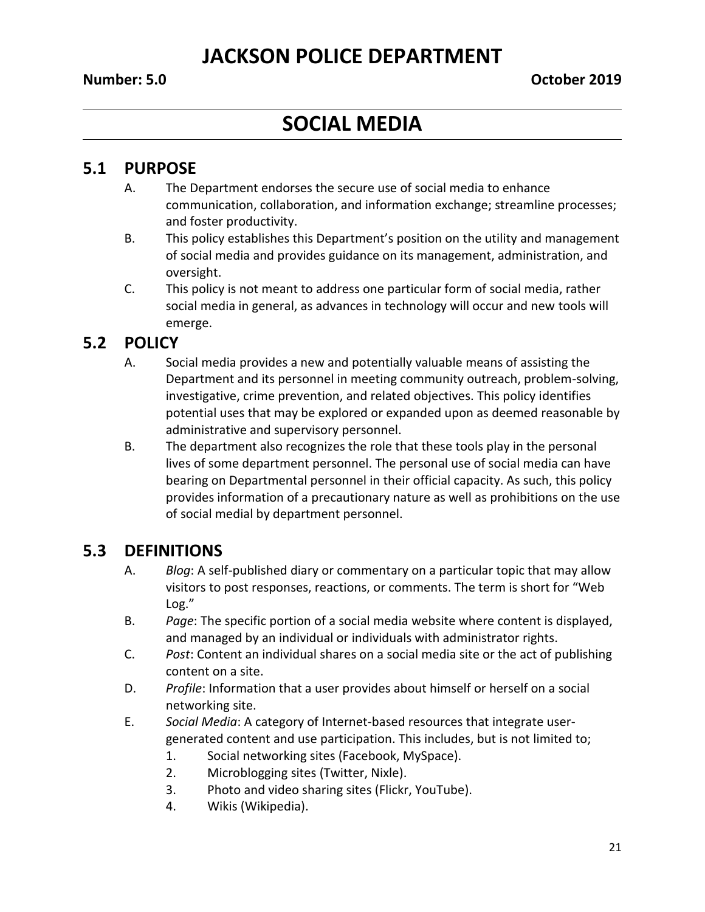# JACKSON POLICE DEPARTMENT

**Number: 5.0** **October 2019**

# SOCIAL MEDIA

## 5.1 PURPOSE

A. The Department endorses the secure use of social media to enhance communication, collaboration, and information exchange; streamline processes; and foster productivity.

B. This policy establishes this Department's position on the utility and management of social media and provides guidance on its management, administration, and oversight.

C. This policy is not meant to address one particular form of social media, rather social media in general, as advances in technology will occur and new tools will emerge.

## 5.2 POLICY

A. Social media provides a new and potentially valuable means of assisting the Department and its personnel in meeting community outreach, problem-solving, investigative, crime prevention, and related objectives. This policy identifies potential uses that may be explored or expanded upon as deemed reasonable by administrative and supervisory personnel.

B. The department also recognizes the role that these tools play in the personal lives of some department personnel. The personal use of social media can have bearing on Departmental personnel in their official capacity. As such, this policy provides information of a precautionary nature as well as prohibitions on the use of social medial by department personnel.

## 5.3 DEFINITIONS

A. *Blog*: A self-published diary or commentary on a particular topic that may allow visitors to post responses, reactions, or comments. The term is short for "Web Log."

B. *Page*: The specific portion of a social media website where content is displayed, and managed by an individual or individuals with administrator rights.

C. *Post*: Content an individual shares on a social media site or the act of publishing content on a site.

D. *Profile*: Information that a user provides about himself or herself on a social networking site.

E. *Social Media*: A category of Internet-based resources that integrate user-generated content and use participation. This includes, but is not limited to;

1. Social networking sites (Facebook, MySpace).
2. Microblogging sites (Twitter, Nixle).
3. Photo and video sharing sites (Flickr, YouTube).
4. Wikis (Wikipedia).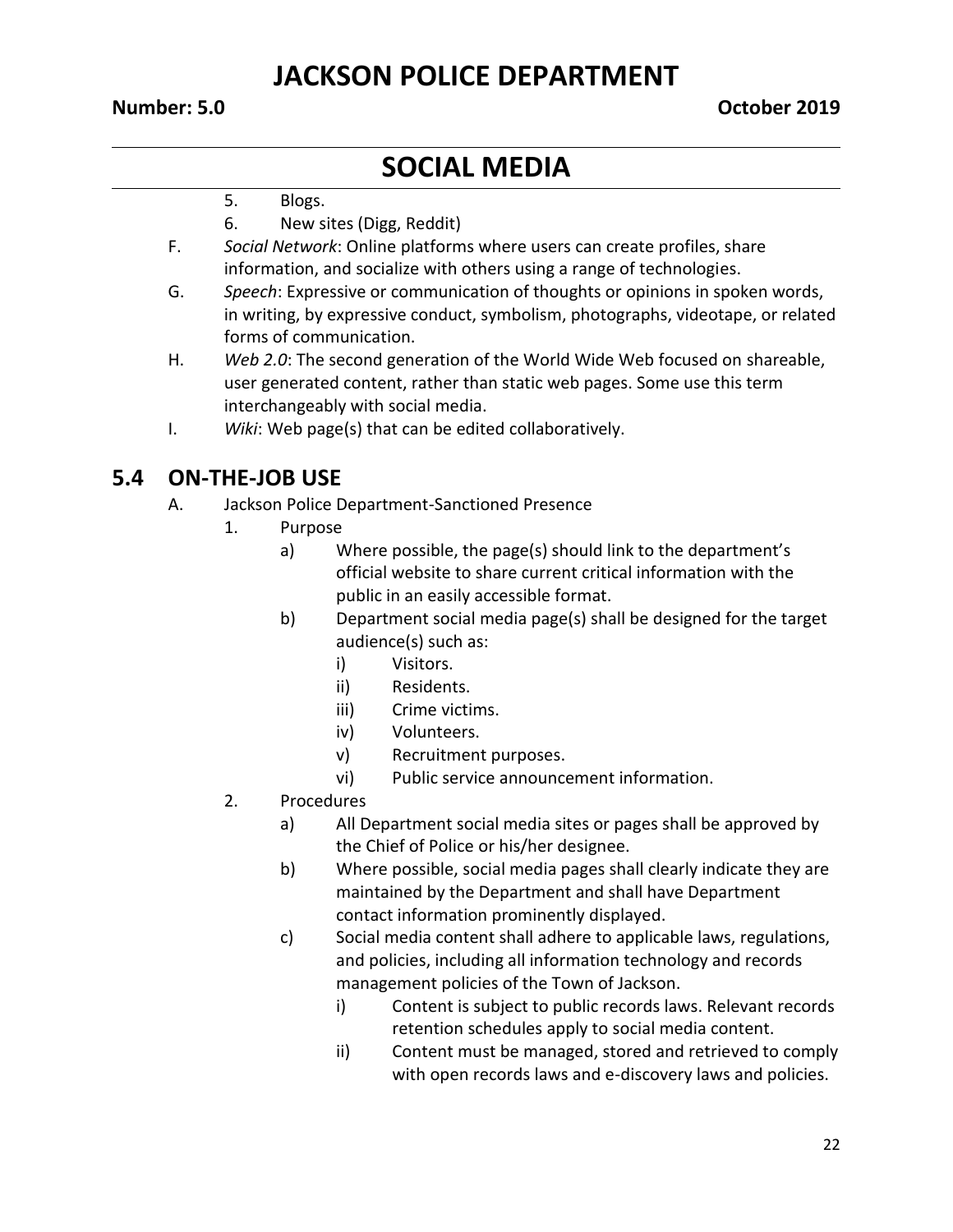5. Blogs.
6. New sites (Digg, Reddit)

F. *Social Network*: Online platforms where users can create profiles, share information, and socialize with others using a range of technologies.

G. *Speech*: Expressive or communication of thoughts or opinions in spoken words, in writing, by expressive conduct, symbolism, photographs, videotape, or related forms of communication.

H. *Web 2.0*: The second generation of the World Wide Web focused on shareable, user generated content, rather than static web pages. Some use this term interchangeably with social media.

I. *Wiki*: Web page(s) that can be edited collaboratively.

## 5.4 ON-THE-JOB USE

A. Jackson Police Department-Sanctioned Presence

1. Purpose
   - a) Where possible, the page(s) should link to the department's official website to share current critical information with the public in an easily accessible format.
   - b) Department social media page(s) shall be designed for the target audience(s) such as:
     - i) Visitors.
     - ii) Residents.
     - iii) Crime victims.
     - iv) Volunteers.
     - v) Recruitment purposes.
     - vi) Public service announcement information.
2. Procedures
   - a) All Department social media sites or pages shall be approved by the Chief of Police or his/her designee.
   - b) Where possible, social media pages shall clearly indicate they are maintained by the Department and shall have Department contact information prominently displayed.
   - c) Social media content shall adhere to applicable laws, regulations, and policies, including all information technology and records management policies of the Town of Jackson.
     - i) Content is subject to public records laws. Relevant records retention schedules apply to social media content.
     - ii) Content must be managed, stored and retrieved to comply with open records laws and e-discovery laws and policies.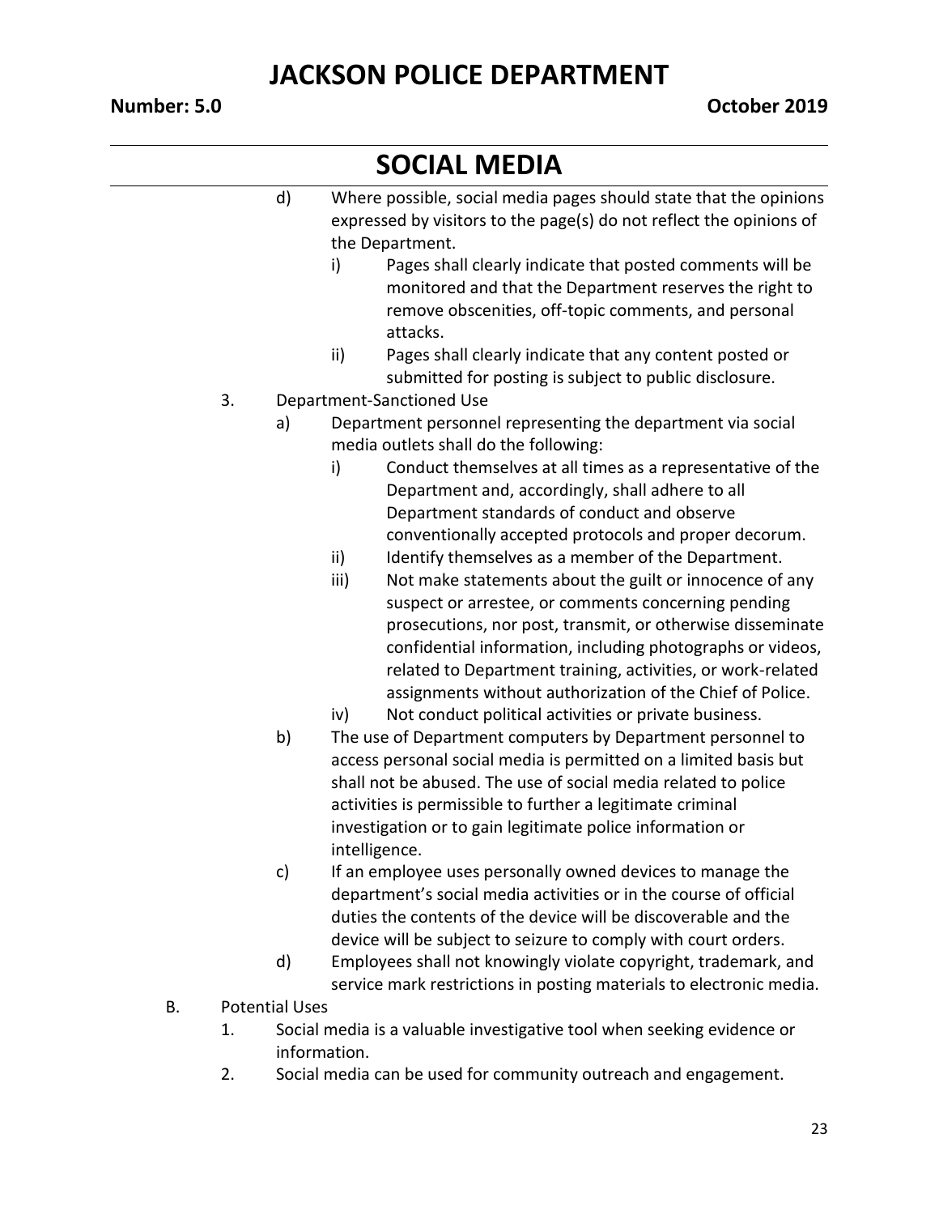# SOCIAL MEDIA

- d) Where possible, social media pages should state that the opinions expressed by visitors to the page(s) do not reflect the opinions of the Department.
  - i) Pages shall clearly indicate that posted comments will be monitored and that the Department reserves the right to remove obscenities, off-topic comments, and personal attacks.
  - ii) Pages shall clearly indicate that any content posted or submitted for posting is subject to public disclosure.

3. Department-Sanctioned Use
   - a) Department personnel representing the department via social media outlets shall do the following:
     - i) Conduct themselves at all times as a representative of the Department and, accordingly, shall adhere to all Department standards of conduct and observe conventionally accepted protocols and proper decorum.
     - ii) Identify themselves as a member of the Department.
     - iii) Not make statements about the guilt or innocence of any suspect or arrestee, or comments concerning pending prosecutions, nor post, transmit, or otherwise disseminate confidential information, including photographs or videos, related to Department training, activities, or work-related assignments without authorization of the Chief of Police.
     - iv) Not conduct political activities or private business.
   - b) The use of Department computers by Department personnel to access personal social media is permitted on a limited basis but shall not be abused. The use of social media related to police activities is permissible to further a legitimate criminal investigation or to gain legitimate police information or intelligence.
   - c) If an employee uses personally owned devices to manage the department's social media activities or in the course of official duties the contents of the device will be discoverable and the device will be subject to seizure to comply with court orders.
   - d) Employees shall not knowingly violate copyright, trademark, and service mark restrictions in posting materials to electronic media.

B. Potential Uses

1. Social media is a valuable investigative tool when seeking evidence or information.
2. Social media can be used for community outreach and engagement.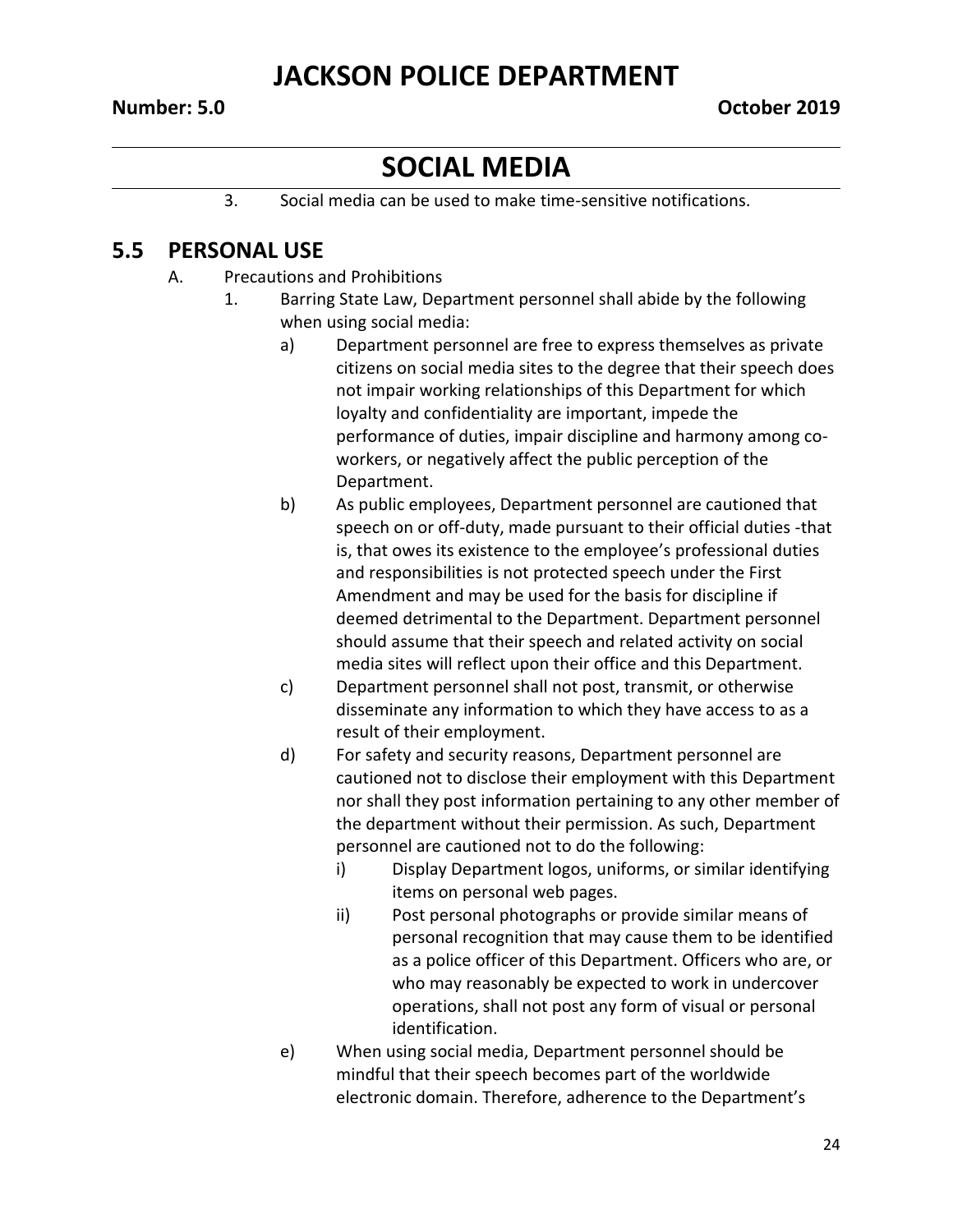3. Social media can be used to make time-sensitive notifications.

## 5.5 PERSONAL USE

A. Precautions and Prohibitions

1. Barring State Law, Department personnel shall abide by the following when using social media:

   a) Department personnel are free to express themselves as private citizens on social media sites to the degree that their speech does not impair working relationships of this Department for which loyalty and confidentiality are important, impede the performance of duties, impair discipline and harmony among co-workers, or negatively affect the public perception of the Department.

   b) As public employees, Department personnel are cautioned that speech on or off-duty, made pursuant to their official duties -that is, that owes its existence to the employee's professional duties and responsibilities is not protected speech under the First Amendment and may be used for the basis for discipline if deemed detrimental to the Department. Department personnel should assume that their speech and related activity on social media sites will reflect upon their office and this Department.

   c) Department personnel shall not post, transmit, or otherwise disseminate any information to which they have access to as a result of their employment.

   d) For safety and security reasons, Department personnel are cautioned not to disclose their employment with this Department nor shall they post information pertaining to any other member of the department without their permission. As such, Department personnel are cautioned not to do the following:

      i) Display Department logos, uniforms, or similar identifying items on personal web pages.

      ii) Post personal photographs or provide similar means of personal recognition that may cause them to be identified as a police officer of this Department. Officers who are, or who may reasonably be expected to work in undercover operations, shall not post any form of visual or personal identification.

   e) When using social media, Department personnel should be mindful that their speech becomes part of the worldwide electronic domain. Therefore, adherence to the Department's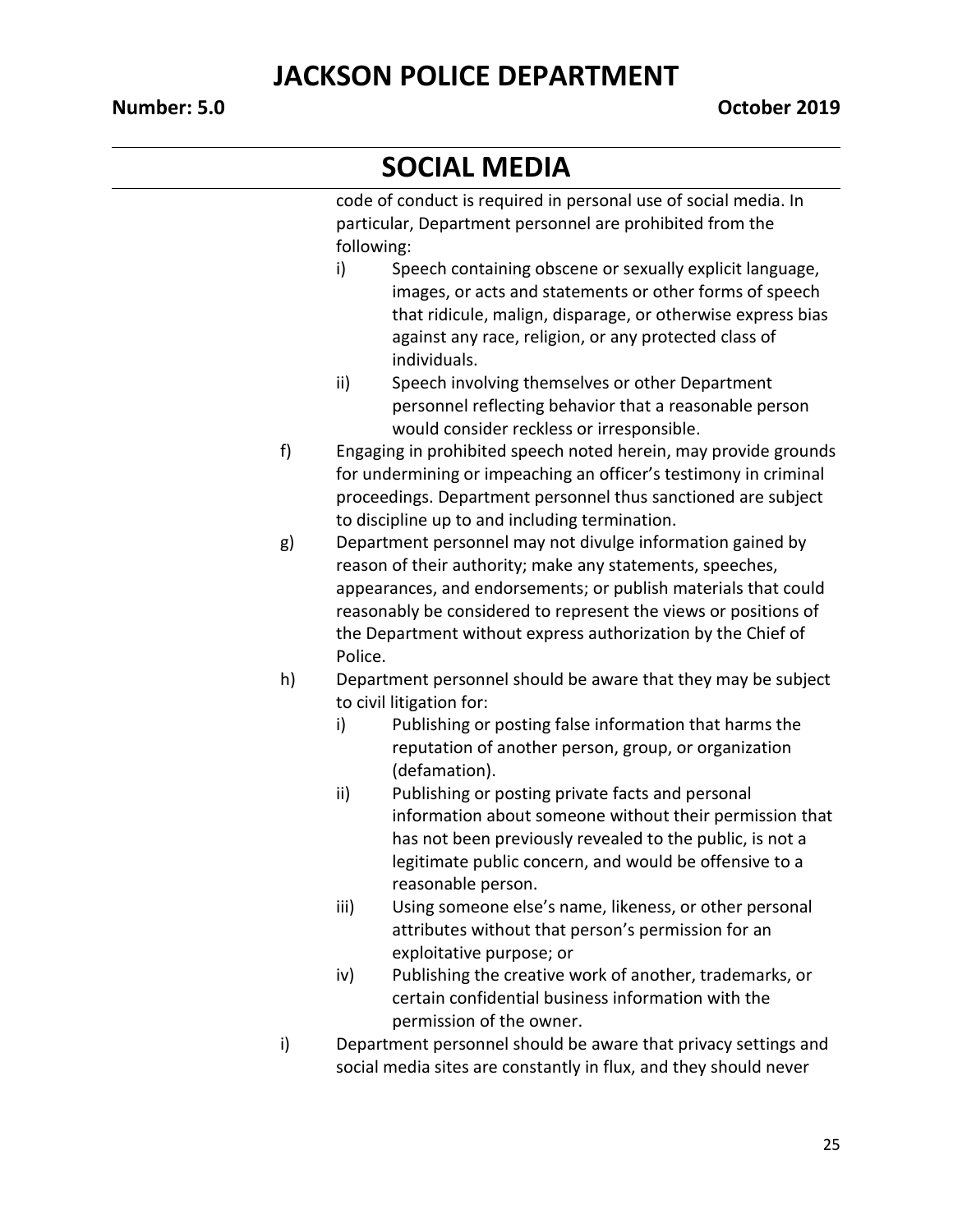code of conduct is required in personal use of social media. In particular, Department personnel are prohibited from the following:

i) Speech containing obscene or sexually explicit language, images, or acts and statements or other forms of speech that ridicule, malign, disparage, or otherwise express bias against any race, religion, or any protected class of individuals.

ii) Speech involving themselves or other Department personnel reflecting behavior that a reasonable person would consider reckless or irresponsible.

f) Engaging in prohibited speech noted herein, may provide grounds for undermining or impeaching an officer's testimony in criminal proceedings. Department personnel thus sanctioned are subject to discipline up to and including termination.

g) Department personnel may not divulge information gained by reason of their authority; make any statements, speeches, appearances, and endorsements; or publish materials that could reasonably be considered to represent the views or positions of the Department without express authorization by the Chief of Police.

h) Department personnel should be aware that they may be subject to civil litigation for:

i) Publishing or posting false information that harms the reputation of another person, group, or organization (defamation).

ii) Publishing or posting private facts and personal information about someone without their permission that has not been previously revealed to the public, is not a legitimate public concern, and would be offensive to a reasonable person.

iii) Using someone else's name, likeness, or other personal attributes without that person's permission for an exploitative purpose; or

iv) Publishing the creative work of another, trademarks, or certain confidential business information with the permission of the owner.

i) Department personnel should be aware that privacy settings and social media sites are constantly in flux, and they should never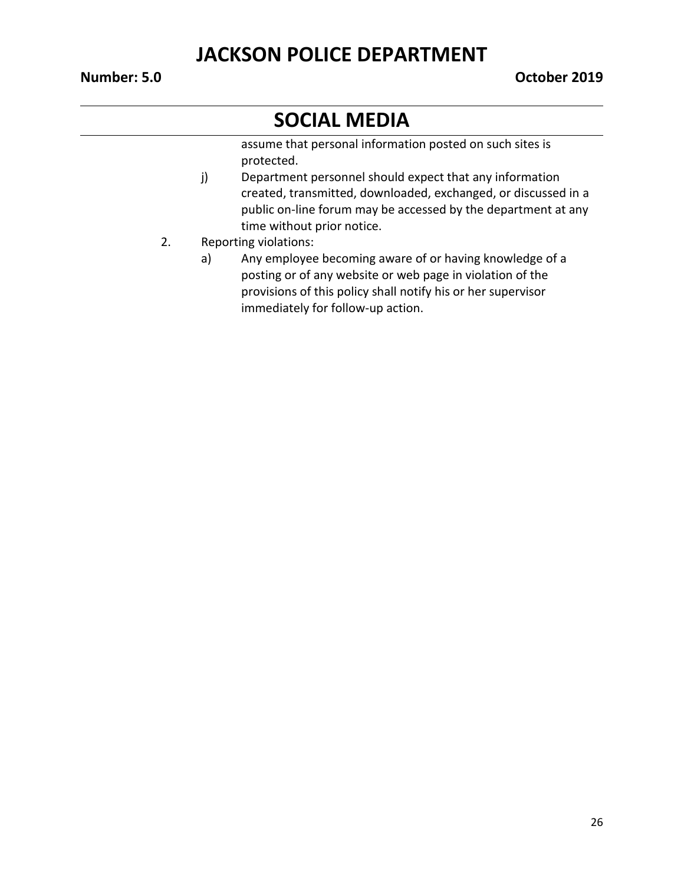assume that personal information posted on such sites is protected.

j) Department personnel should expect that any information created, transmitted, downloaded, exchanged, or discussed in a public on-line forum may be accessed by the department at any time without prior notice.

2. Reporting violations:

   a) Any employee becoming aware of or having knowledge of a posting or of any website or web page in violation of the provisions of this policy shall notify his or her supervisor immediately for follow-up action.